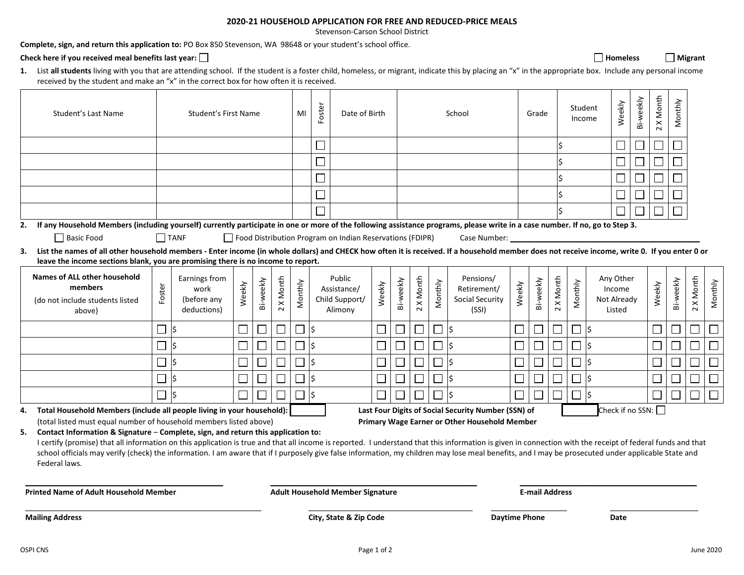## 2020-21 HOUSEHOLD APPLICATION FOR FREE AND REDUCED-PRICE MEALS

Stevenson-Carson School District

**Complete, sign, and return this application to:** PO Box 850 Stevenson, WA 98648 or your student's school office.

**Check here if you received meal benefits last year:** ☐ ☐ **Homeless** ☐ **Migrant**

**1.** List **all students** living with you that are attending school. If the student is a foster child, homeless, or migrant, indicate this by placing an "x" in the appropriate box. Include any personal income received by the student and make an "x" in the correct box for how often it is received.

| Student's Last Name | Student's First Name | MI | Foster | Date of Birth | School | Grade | Student Income | Weekly | Bi-weekly | 2 X Month | Monthly |
|---|---|---|---|---|---|---|---|---|---|---|---|
| | | | ☐ | | | | $ | ☐ | ☐ | ☐ | ☐ |
| | | | ☐ | | | | $ | ☐ | ☐ | ☐ | ☐ |
| | | | ☐ | | | | $ | ☐ | ☐ | ☐ | ☐ |
| | | | ☐ | | | | $ | ☐ | ☐ | ☐ | ☐ |
| | | | ☐ | | | | $ | ☐ | ☐ | ☐ | ☐ |

**2. If any Household Members (including yourself) currently participate in one or more of the following assistance programs, please write in a case number. If no, go to Step 3.**

☐ Basic Food ☐ TANF ☐ Food Distribution Program on Indian Reservations (FDIPR) Case Number: ______________________________

**3. List the names of all other household members - Enter income (in whole dollars) and CHECK how often it is received. If a household member does not receive income, write 0. If you enter 0 or leave the income sections blank, you are promising there is no income to report.**

| Names of ALL other household members (do not include students listed above) | Foster | Earnings from work (before any deductions) | Weekly | Bi-weekly | 2 X Month | Monthly | Public Assistance/ Child Support/ Alimony | Weekly | Bi-weekly | 2 X Month | Monthly | Pensions/ Retirement/ Social Security (SSI) | Weekly | Bi-weekly | 2 X Month | Monthly | Any Other Income Not Already Listed | Weekly | Bi-weekly | 2 X Month | Monthly |
|---|---|---|---|---|---|---|---|---|---|---|---|---|---|---|---|---|---|---|---|---|---|
| | ☐ | $ | ☐ | ☐ | ☐ | ☐ | $ | ☐ | ☐ | ☐ | ☐ | $ | ☐ | ☐ | ☐ | ☐ | $ | ☐ | ☐ | ☐ | ☐ |
| | ☐ | $ | ☐ | ☐ | ☐ | ☐ | $ | ☐ | ☐ | ☐ | ☐ | $ | ☐ | ☐ | ☐ | ☐ | $ | ☐ | ☐ | ☐ | ☐ |
| | ☐ | $ | ☐ | ☐ | ☐ | ☐ | $ | ☐ | ☐ | ☐ | ☐ | $ | ☐ | ☐ | ☐ | ☐ | $ | ☐ | ☐ | ☐ | ☐ |
| | ☐ | $ | ☐ | ☐ | ☐ | ☐ | $ | ☐ | ☐ | ☐ | ☐ | $ | ☐ | ☐ | ☐ | ☐ | $ | ☐ | ☐ | ☐ | ☐ |
| | ☐ | $ | ☐ | ☐ | ☐ | ☐ | $ | ☐ | ☐ | ☐ | ☐ | $ | ☐ | ☐ | ☐ | ☐ | $ | ☐ | ☐ | ☐ | ☐ |

**4. Total Household Members (include all people living in your household):** ☐ (total listed must equal number of household members listed above)

**Last Four Digits of Social Security Number (SSN) of Primary Wage Earner or Other Household Member** ☐ Check if no SSN: ☐

**5. Contact Information & Signature** – **Complete, sign, and return this application to:**

I certify (promise) that all information on this application is true and that all income is reported. I understand that this information is given in connection with the receipt of federal funds and that school officials may verify (check) the information. I am aware that if I purposely give false information, my children may lose meal benefits, and I may be prosecuted under applicable State and Federal laws.

______________________________ ______________________________ ______________________________

**Printed Name of Adult Household Member** **Adult Household Member Signature** **E-mail Address**

______________________________ ______________________________ ______________ ______________

**Mailing Address** **City, State & Zip Code** **Daytime Phone** **Date**

OSPI CNS June 2020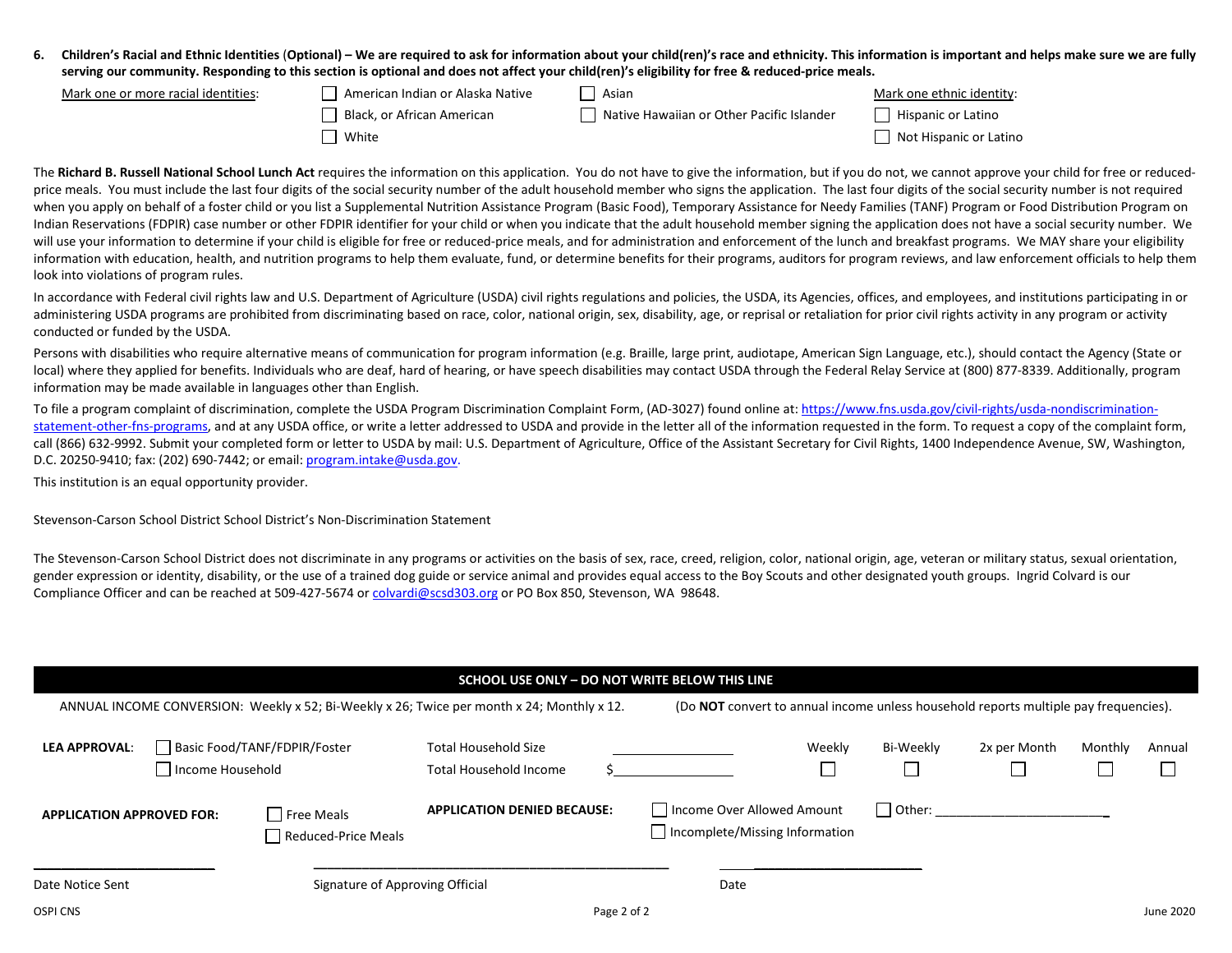**6. Children's Racial and Ethnic Identities (Optional) – We are required to ask for information about your child(ren)'s race and ethnicity. This information is important and helps make sure we are fully serving our community. Responding to this section is optional and does not affect your child(ren)'s eligibility for free & reduced-price meals.**

Mark one or more racial identities:

- ☐ American Indian or Alaska Native
- ☐ Asian
- ☐ Black, or African American
- ☐ Native Hawaiian or Other Pacific Islander
- ☐ White

Mark one ethnic identity:

- ☐ Hispanic or Latino
- ☐ Not Hispanic or Latino

The **Richard B. Russell National School Lunch Act** requires the information on this application. You do not have to give the information, but if you do not, we cannot approve your child for free or reduced-price meals. You must include the last four digits of the social security number of the adult household member who signs the application. The last four digits of the social security number is not required when you apply on behalf of a foster child or you list a Supplemental Nutrition Assistance Program (Basic Food), Temporary Assistance for Needy Families (TANF) Program or Food Distribution Program on Indian Reservations (FDPIR) case number or other FDPIR identifier for your child or when you indicate that the adult household member signing the application does not have a social security number. We will use your information to determine if your child is eligible for free or reduced-price meals, and for administration and enforcement of the lunch and breakfast programs. We MAY share your eligibility information with education, health, and nutrition programs to help them evaluate, fund, or determine benefits for their programs, auditors for program reviews, and law enforcement officials to help them look into violations of program rules.

In accordance with Federal civil rights law and U.S. Department of Agriculture (USDA) civil rights regulations and policies, the USDA, its Agencies, offices, and employees, and institutions participating in or administering USDA programs are prohibited from discriminating based on race, color, national origin, sex, disability, age, or reprisal or retaliation for prior civil rights activity in any program or activity conducted or funded by the USDA.

Persons with disabilities who require alternative means of communication for program information (e.g. Braille, large print, audiotape, American Sign Language, etc.), should contact the Agency (State or local) where they applied for benefits. Individuals who are deaf, hard of hearing, or have speech disabilities may contact USDA through the Federal Relay Service at (800) 877-8339. Additionally, program information may be made available in languages other than English.

To file a program complaint of discrimination, complete the USDA Program Discrimination Complaint Form, (AD-3027) found online at: https://www.fns.usda.gov/civil-rights/usda-nondiscrimination-statement-other-fns-programs, and at any USDA office, or write a letter addressed to USDA and provide in the letter all of the information requested in the form. To request a copy of the complaint form, call (866) 632-9992. Submit your completed form or letter to USDA by mail: U.S. Department of Agriculture, Office of the Assistant Secretary for Civil Rights, 1400 Independence Avenue, SW, Washington, D.C. 20250-9410; fax: (202) 690-7442; or email: program.intake@usda.gov.

This institution is an equal opportunity provider.

Stevenson-Carson School District School District's Non-Discrimination Statement

The Stevenson-Carson School District does not discriminate in any programs or activities on the basis of sex, race, creed, religion, color, national origin, age, veteran or military status, sexual orientation, gender expression or identity, disability, or the use of a trained dog guide or service animal and provides equal access to the Boy Scouts and other designated youth groups. Ingrid Colvard is our Compliance Officer and can be reached at 509-427-5674 or colvardi@scsd303.org or PO Box 850, Stevenson, WA 98648.

**SCHOOL USE ONLY – DO NOT WRITE BELOW THIS LINE**

ANNUAL INCOME CONVERSION: Weekly x 52; Bi-Weekly x 26; Twice per month x 24; Monthly x 12. (Do **NOT** convert to annual income unless household reports multiple pay frequencies).

**LEA APPROVAL**: ☐ Basic Food/TANF/FDPIR/Foster ☐ Income Household

Total Household Size \_\_\_\_\_\_\_\_\_\_\_\_\_\_\_\_

Total Household Income $\_\_\_\_\_\_\_\_\_\_\_\_\_\_\_\_ ☐ Weekly ☐ Bi-Weekly ☐ 2x per Month ☐ Monthly ☐ Annual

**APPLICATION APPROVED FOR:** ☐ Free Meals ☐ Reduced-Price Meals

**APPLICATION DENIED BECAUSE:** ☐ Income Over Allowed Amount ☐ Incomplete/Missing Information ☐ Other: \_\_\_\_\_\_\_\_\_\_\_\_\_\_\_\_\_\_\_\_\_\_\_\_

\_\_\_\_\_\_\_\_\_\_\_\_\_\_\_\_\_\_\_\_\_\_\_\_ Date Notice Sent

\_\_\_\_\_\_\_\_\_\_\_\_\_\_\_\_\_\_\_\_\_\_\_\_\_\_\_\_\_\_\_\_\_\_\_\_\_\_\_\_ Signature of Approving Official

\_\_\_\_\_\_\_\_\_\_\_\_\_\_\_\_\_\_\_\_\_\_\_\_ Date

OSPI CNS June 2020